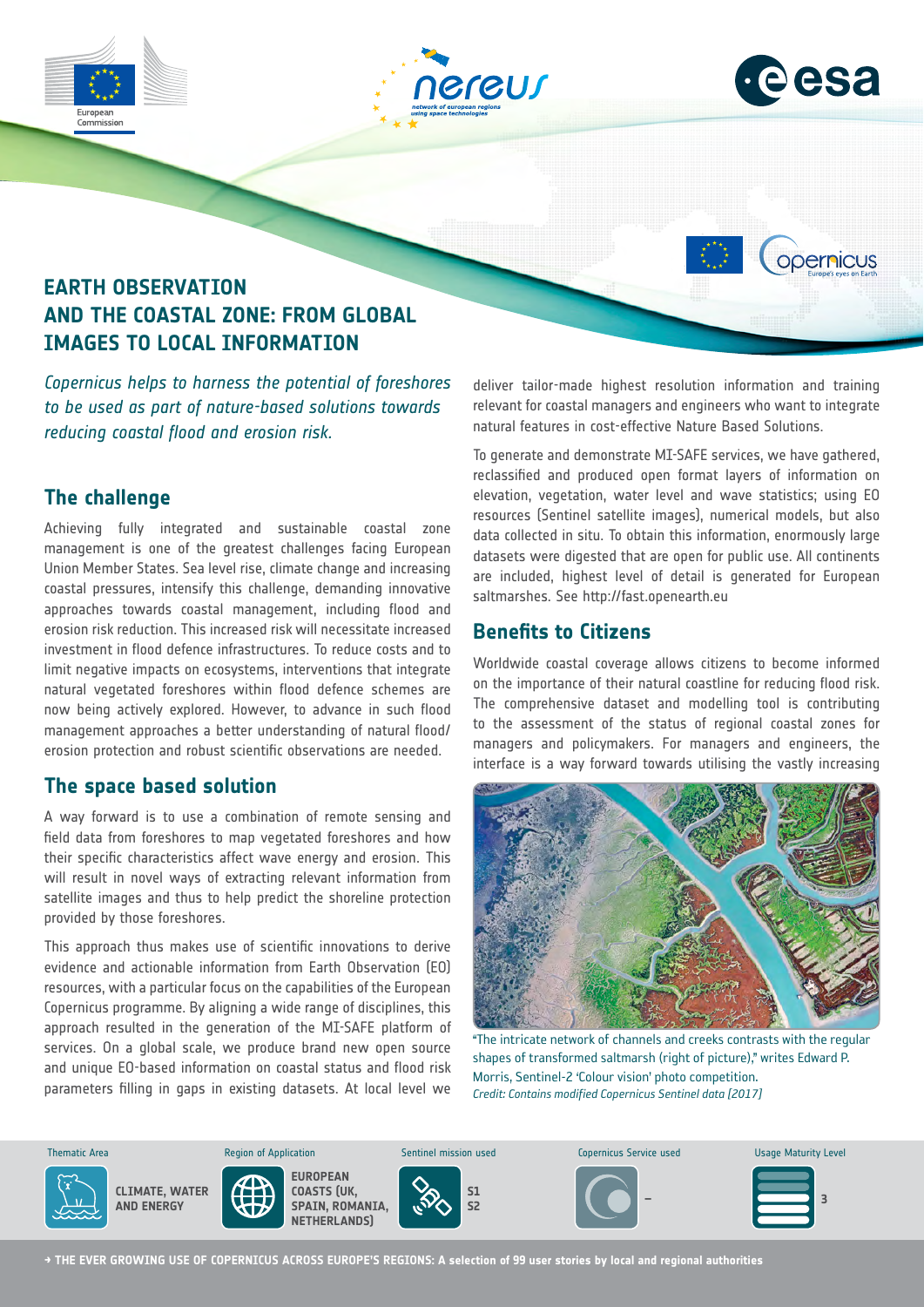# EARTH OBSERVATION AND THE COASTAL ZONE: FROM GLOBAL IMAGES TO LOCAL INFORMATION

*Copernicus helps to harness the potential of foreshores to be used as part of nature-based solutions towards reducing coastal flood and erosion risk.*

## The challenge

Achieving fully integrated and sustainable coastal zone management is one of the greatest challenges facing European Union Member States. Sea level rise, climate change and increasing coastal pressures, intensify this challenge, demanding innovative approaches towards coastal management, including flood and erosion risk reduction. This increased risk will necessitate increased investment in flood defence infrastructures. To reduce costs and to limit negative impacts on ecosystems, interventions that integrate natural vegetated foreshores within flood defence schemes are now being actively explored. However, to advance in such flood management approaches a better understanding of natural flood/erosion protection and robust scientific observations are needed.

## The space based solution

A way forward is to use a combination of remote sensing and field data from foreshores to map vegetated foreshores and how their specific characteristics affect wave energy and erosion. This will result in novel ways of extracting relevant information from satellite images and thus to help predict the shoreline protection provided by those foreshores.

This approach thus makes use of scientific innovations to derive evidence and actionable information from Earth Observation (EO) resources, with a particular focus on the capabilities of the European Copernicus programme. By aligning a wide range of disciplines, this approach resulted in the generation of the MI-SAFE platform of services. On a global scale, we produce brand new open source and unique EO-based information on coastal status and flood risk parameters filling in gaps in existing datasets. At local level we deliver tailor-made highest resolution information and training relevant for coastal managers and engineers who want to integrate natural features in cost-effective Nature Based Solutions.

To generate and demonstrate MI-SAFE services, we have gathered, reclassified and produced open format layers of information on elevation, vegetation, water level and wave statistics; using EO resources (Sentinel satellite images), numerical models, but also data collected in situ. To obtain this information, enormously large datasets were digested that are open for public use. All continents are included, highest level of detail is generated for European saltmarshes. See http://fast.openearth.eu

## Benefits to Citizens

Worldwide coastal coverage allows citizens to become informed on the importance of their natural coastline for reducing flood risk. The comprehensive dataset and modelling tool is contributing to the assessment of the status of regional coastal zones for managers and policymakers. For managers and engineers, the interface is a way forward towards utilising the vastly increasing

"The intricate network of channels and creeks contrasts with the regular shapes of transformed saltmarsh (right of picture)," writes Edward P. Morris, Sentinel-2 'Colour vision' photo competition.
*Credit: Contains modified Copernicus Sentinel data [2017]*

| Thematic Area | Region of Application | Sentinel mission used | Copernicus Service used | Usage Maturity Level |
|---|---|---|---|---|
| CLIMATE, WATER AND ENERGY | EUROPEAN COASTS (UK, SPAIN, ROMANIA, NETHERLANDS) | S1 S2 | – | 3 |

→ THE EVER GROWING USE OF COPERNICUS ACROSS EUROPE'S REGIONS: A selection of 99 user stories by local and regional authorities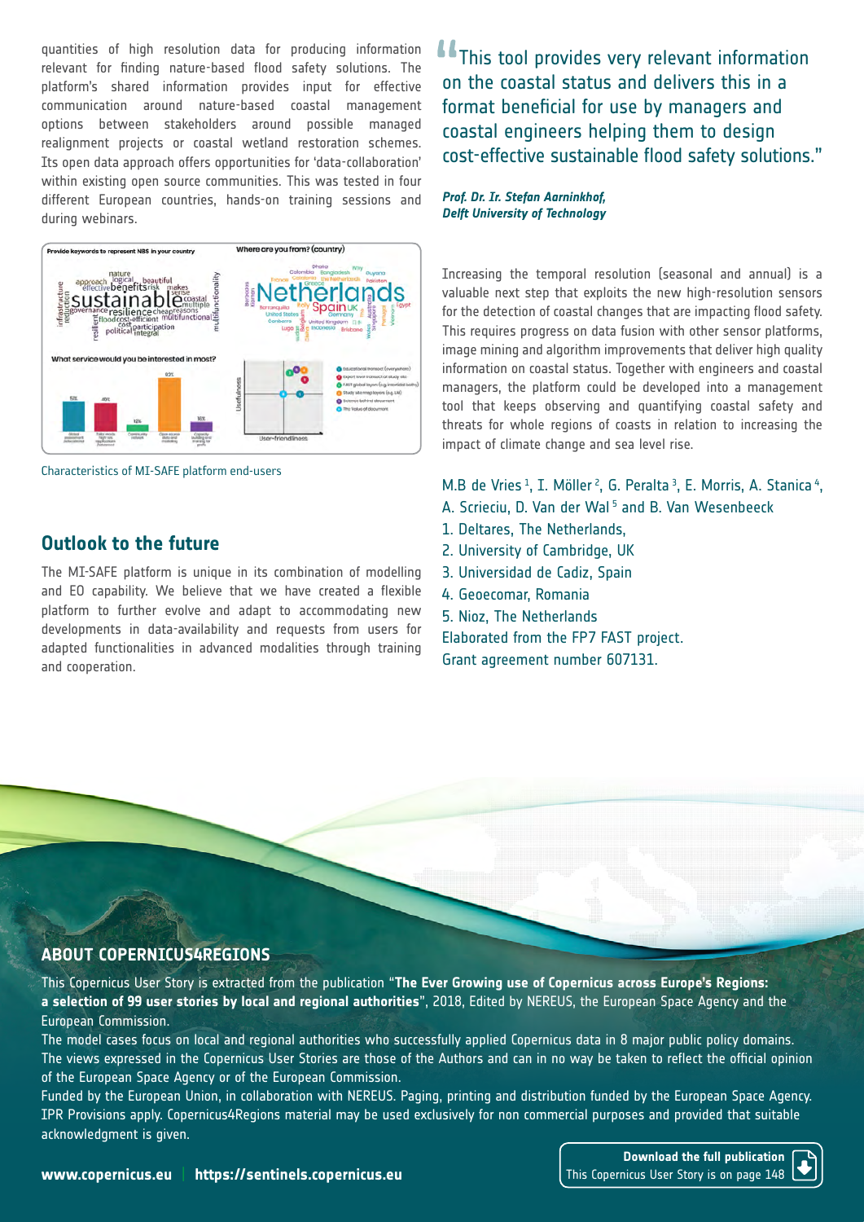quantities of high resolution data for producing information relevant for finding nature-based flood safety solutions. The platform's shared information provides input for effective communication around nature-based coastal management options between stakeholders around possible managed realignment projects or coastal wetland restoration schemes. Its open data approach offers opportunities for 'data-collaboration' within existing open source communities. This was tested in four different European countries, hands-on training sessions and during webinars.

Provide keywords to represent NBS in your country

Where are you from? (country)

What service would you be interested in most?

Usefulness

User-friendliness

Characteristics of MI-SAFE platform end-users

## Outlook to the future

The MI-SAFE platform is unique in its combination of modelling and EO capability. We believe that we have created a flexible platform to further evolve and adapt to accommodating new developments in data-availability and requests from users for adapted functionalities in advanced modalities through training and cooperation.

> "This tool provides very relevant information on the coastal status and delivers this in a format beneficial for use by managers and coastal engineers helping them to design cost-effective sustainable flood safety solutions."
>
> ***Prof. Dr. Ir. Stefan Aarninkhof, Delft University of Technology***

Increasing the temporal resolution (seasonal and annual) is a valuable next step that exploits the new high-resolution sensors for the detection of coastal changes that are impacting flood safety. This requires progress on data fusion with other sensor platforms, image mining and algorithm improvements that deliver high quality information on coastal status. Together with engineers and coastal managers, the platform could be developed into a management tool that keeps observing and quantifying coastal safety and threats for whole regions of coasts in relation to increasing the impact of climate change and sea level rise.

M.B de Vries [1], I. Möller [2], G. Peralta [3], E. Morris, A. Stanica [4], A. Scrieciu, D. Van der Wal [5] and B. Van Wesenbeeck

1. Deltares, The Netherlands,
2. University of Cambridge, UK
3. Universidad de Cadiz, Spain
4. Geoecomar, Romania
5. Nioz, The Netherlands

Elaborated from the FP7 FAST project.
Grant agreement number 607131.

## ABOUT COPERNICUS4REGIONS

This Copernicus User Story is extracted from the publication "**The Ever Growing use of Copernicus across Europe's Regions: a selection of 99 user stories by local and regional authorities**", 2018, Edited by NEREUS, the European Space Agency and the European Commission.
The model cases focus on local and regional authorities who successfully applied Copernicus data in 8 major public policy domains.
The views expressed in the Copernicus User Stories are those of the Authors and can in no way be taken to reflect the official opinion of the European Space Agency or of the European Commission.
Funded by the European Union, in collaboration with NEREUS. Paging, printing and distribution funded by the European Space Agency.
IPR Provisions apply. Copernicus4Regions material may be used exclusively for non commercial purposes and provided that suitable acknowledgment is given.

**www.copernicus.eu** | **https://sentinels.copernicus.eu**

**Download the full publication**
This Copernicus User Story is on page 148